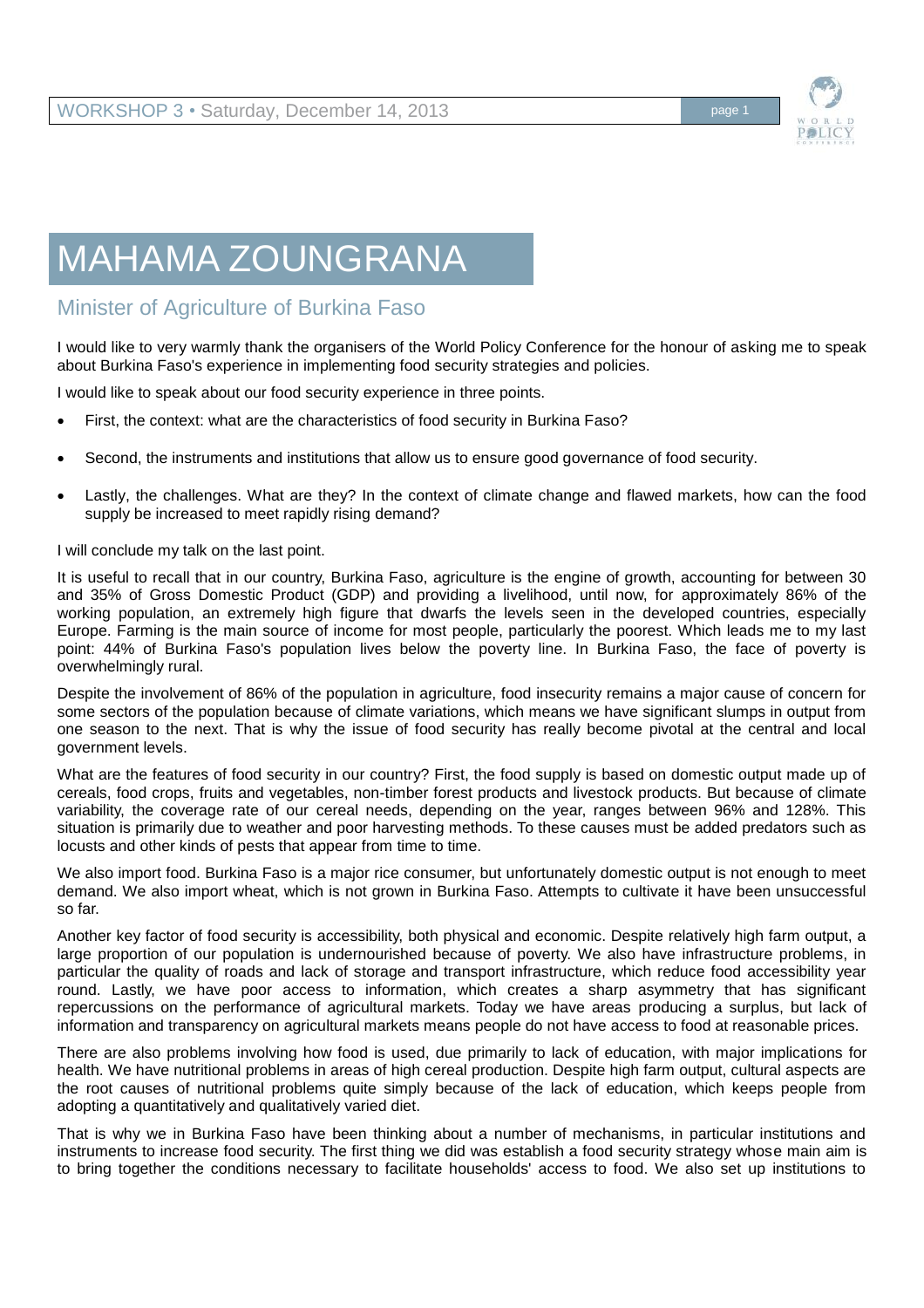# MAHAMA ZOUNGRANA

## Minister of Agriculture of Burkina Faso

I would like to very warmly thank the organisers of the World Policy Conference for the honour of asking me to speak about Burkina Faso's experience in implementing food security strategies and policies.

I would like to speak about our food security experience in three points.

- First, the context: what are the characteristics of food security in Burkina Faso?
- Second, the instruments and institutions that allow us to ensure good governance of food security.
- Lastly, the challenges. What are they? In the context of climate change and flawed markets, how can the food supply be increased to meet rapidly rising demand?

I will conclude my talk on the last point.

It is useful to recall that in our country, Burkina Faso, agriculture is the engine of growth, accounting for between 30 and 35% of Gross Domestic Product (GDP) and providing a livelihood, until now, for approximately 86% of the working population, an extremely high figure that dwarfs the levels seen in the developed countries, especially Europe. Farming is the main source of income for most people, particularly the poorest. Which leads me to my last point: 44% of Burkina Faso's population lives below the poverty line. In Burkina Faso, the face of poverty is overwhelmingly rural.

Despite the involvement of 86% of the population in agriculture, food insecurity remains a major cause of concern for some sectors of the population because of climate variations, which means we have significant slumps in output from one season to the next. That is why the issue of food security has really become pivotal at the central and local government levels.

What are the features of food security in our country? First, the food supply is based on domestic output made up of cereals, food crops, fruits and vegetables, non-timber forest products and livestock products. But because of climate variability, the coverage rate of our cereal needs, depending on the year, ranges between 96% and 128%. This situation is primarily due to weather and poor harvesting methods. To these causes must be added predators such as locusts and other kinds of pests that appear from time to time.

We also import food. Burkina Faso is a major rice consumer, but unfortunately domestic output is not enough to meet demand. We also import wheat, which is not grown in Burkina Faso. Attempts to cultivate it have been unsuccessful so far.

Another key factor of food security is accessibility, both physical and economic. Despite relatively high farm output, a large proportion of our population is undernourished because of poverty. We also have infrastructure problems, in particular the quality of roads and lack of storage and transport infrastructure, which reduce food accessibility year round. Lastly, we have poor access to information, which creates a sharp asymmetry that has significant repercussions on the performance of agricultural markets. Today we have areas producing a surplus, but lack of information and transparency on agricultural markets means people do not have access to food at reasonable prices.

There are also problems involving how food is used, due primarily to lack of education, with major implications for health. We have nutritional problems in areas of high cereal production. Despite high farm output, cultural aspects are the root causes of nutritional problems quite simply because of the lack of education, which keeps people from adopting a quantitatively and qualitatively varied diet.

That is why we in Burkina Faso have been thinking about a number of mechanisms, in particular institutions and instruments to increase food security. The first thing we did was establish a food security strategy whose main aim is to bring together the conditions necessary to facilitate households' access to food. We also set up institutions to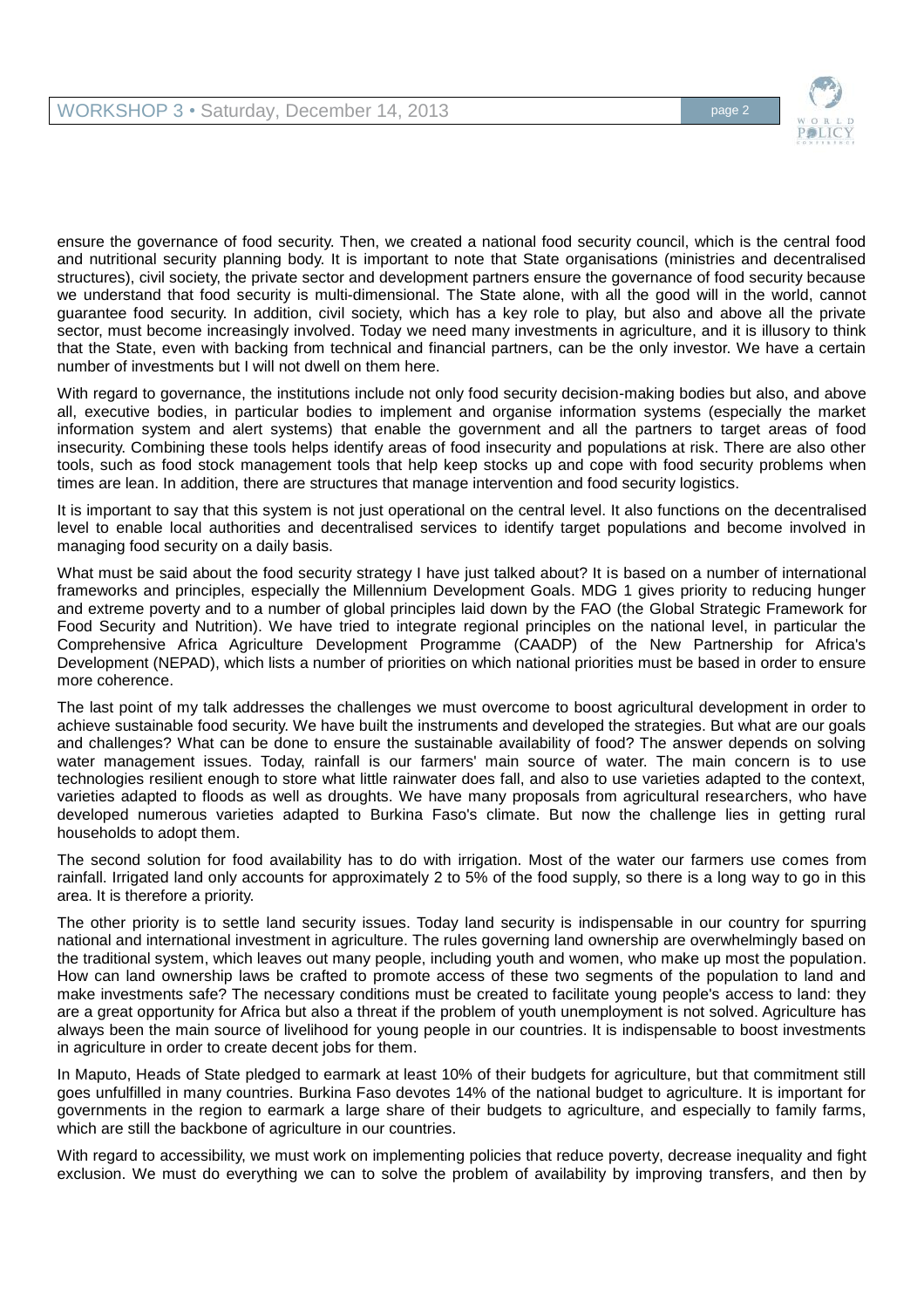ensure the governance of food security. Then, we created a national food security council, which is the central food and nutritional security planning body. It is important to note that State organisations (ministries and decentralised structures), civil society, the private sector and development partners ensure the governance of food security because we understand that food security is multi-dimensional. The State alone, with all the good will in the world, cannot guarantee food security. In addition, civil society, which has a key role to play, but also and above all the private sector, must become increasingly involved. Today we need many investments in agriculture, and it is illusory to think that the State, even with backing from technical and financial partners, can be the only investor. We have a certain number of investments but I will not dwell on them here.

With regard to governance, the institutions include not only food security decision-making bodies but also, and above all, executive bodies, in particular bodies to implement and organise information systems (especially the market information system and alert systems) that enable the government and all the partners to target areas of food insecurity. Combining these tools helps identify areas of food insecurity and populations at risk. There are also other tools, such as food stock management tools that help keep stocks up and cope with food security problems when times are lean. In addition, there are structures that manage intervention and food security logistics.

It is important to say that this system is not just operational on the central level. It also functions on the decentralised level to enable local authorities and decentralised services to identify target populations and become involved in managing food security on a daily basis.

What must be said about the food security strategy I have just talked about? It is based on a number of international frameworks and principles, especially the Millennium Development Goals. MDG 1 gives priority to reducing hunger and extreme poverty and to a number of global principles laid down by the FAO (the Global Strategic Framework for Food Security and Nutrition). We have tried to integrate regional principles on the national level, in particular the Comprehensive Africa Agriculture Development Programme (CAADP) of the New Partnership for Africa's Development (NEPAD), which lists a number of priorities on which national priorities must be based in order to ensure more coherence.

The last point of my talk addresses the challenges we must overcome to boost agricultural development in order to achieve sustainable food security. We have built the instruments and developed the strategies. But what are our goals and challenges? What can be done to ensure the sustainable availability of food? The answer depends on solving water management issues. Today, rainfall is our farmers' main source of water. The main concern is to use technologies resilient enough to store what little rainwater does fall, and also to use varieties adapted to the context, varieties adapted to floods as well as droughts. We have many proposals from agricultural researchers, who have developed numerous varieties adapted to Burkina Faso's climate. But now the challenge lies in getting rural households to adopt them.

The second solution for food availability has to do with irrigation. Most of the water our farmers use comes from rainfall. Irrigated land only accounts for approximately 2 to 5% of the food supply, so there is a long way to go in this area. It is therefore a priority.

The other priority is to settle land security issues. Today land security is indispensable in our country for spurring national and international investment in agriculture. The rules governing land ownership are overwhelmingly based on the traditional system, which leaves out many people, including youth and women, who make up most the population. How can land ownership laws be crafted to promote access of these two segments of the population to land and make investments safe? The necessary conditions must be created to facilitate young people's access to land: they are a great opportunity for Africa but also a threat if the problem of youth unemployment is not solved. Agriculture has always been the main source of livelihood for young people in our countries. It is indispensable to boost investments in agriculture in order to create decent jobs for them.

In Maputo, Heads of State pledged to earmark at least 10% of their budgets for agriculture, but that commitment still goes unfulfilled in many countries. Burkina Faso devotes 14% of the national budget to agriculture. It is important for governments in the region to earmark a large share of their budgets to agriculture, and especially to family farms, which are still the backbone of agriculture in our countries.

With regard to accessibility, we must work on implementing policies that reduce poverty, decrease inequality and fight exclusion. We must do everything we can to solve the problem of availability by improving transfers, and then by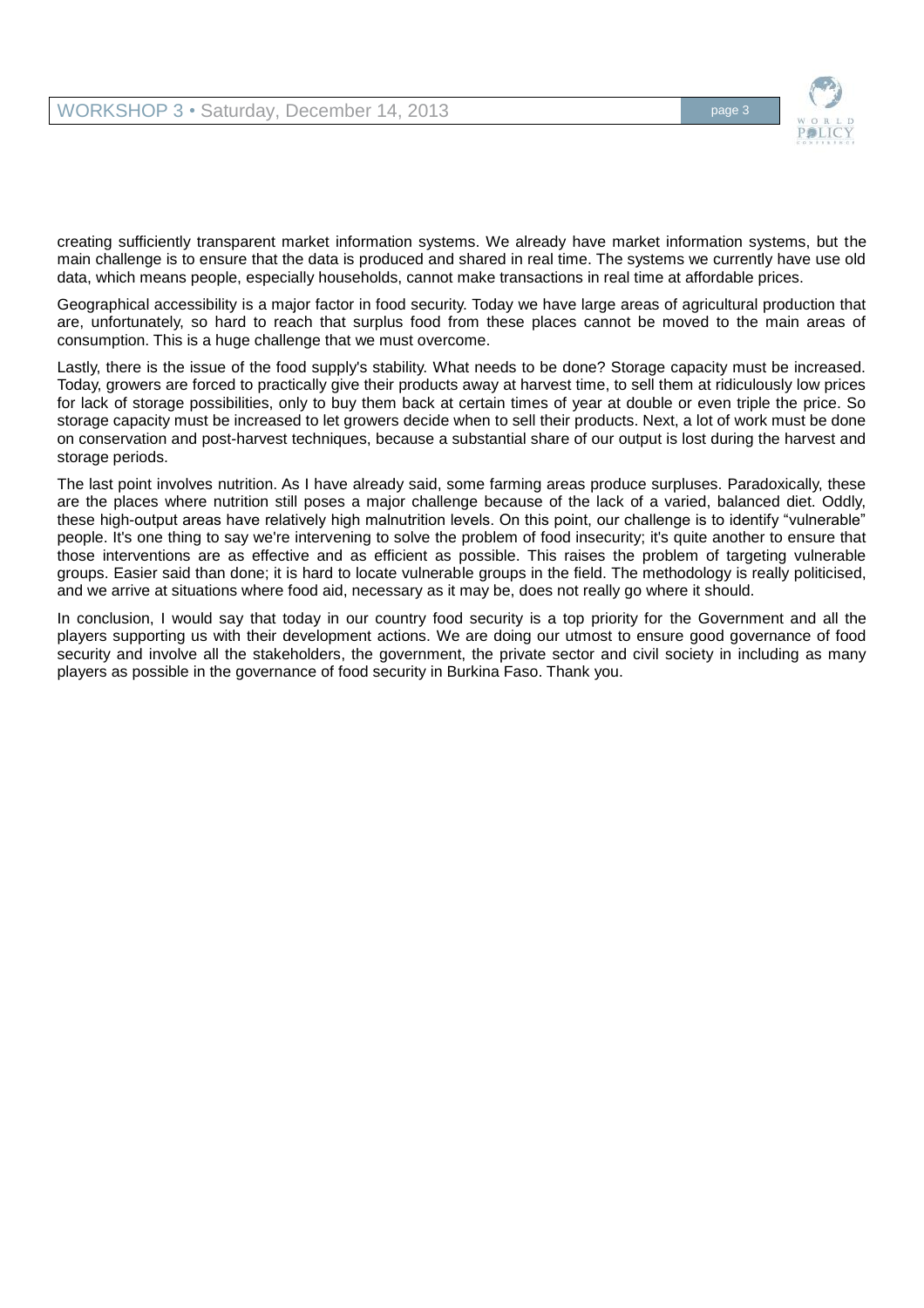creating sufficiently transparent market information systems. We already have market information systems, but the main challenge is to ensure that the data is produced and shared in real time. The systems we currently have use old data, which means people, especially households, cannot make transactions in real time at affordable prices.

Geographical accessibility is a major factor in food security. Today we have large areas of agricultural production that are, unfortunately, so hard to reach that surplus food from these places cannot be moved to the main areas of consumption. This is a huge challenge that we must overcome.

Lastly, there is the issue of the food supply's stability. What needs to be done? Storage capacity must be increased. Today, growers are forced to practically give their products away at harvest time, to sell them at ridiculously low prices for lack of storage possibilities, only to buy them back at certain times of year at double or even triple the price. So storage capacity must be increased to let growers decide when to sell their products. Next, a lot of work must be done on conservation and post-harvest techniques, because a substantial share of our output is lost during the harvest and storage periods.

The last point involves nutrition. As I have already said, some farming areas produce surpluses. Paradoxically, these are the places where nutrition still poses a major challenge because of the lack of a varied, balanced diet. Oddly, these high-output areas have relatively high malnutrition levels. On this point, our challenge is to identify "vulnerable" people. It's one thing to say we're intervening to solve the problem of food insecurity; it's quite another to ensure that those interventions are as effective and as efficient as possible. This raises the problem of targeting vulnerable groups. Easier said than done; it is hard to locate vulnerable groups in the field. The methodology is really politicised, and we arrive at situations where food aid, necessary as it may be, does not really go where it should.

In conclusion, I would say that today in our country food security is a top priority for the Government and all the players supporting us with their development actions. We are doing our utmost to ensure good governance of food security and involve all the stakeholders, the government, the private sector and civil society in including as many players as possible in the governance of food security in Burkina Faso. Thank you.